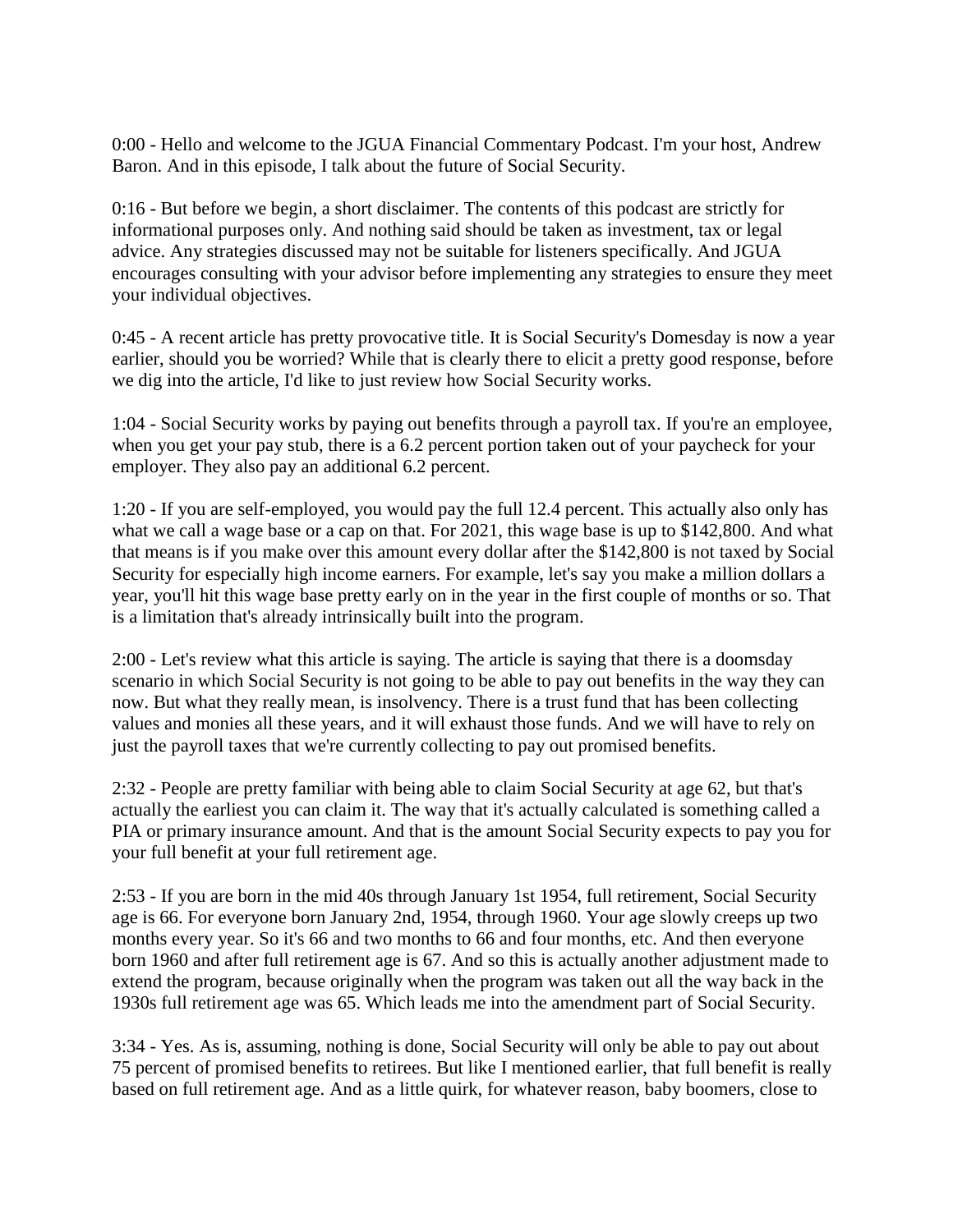0:00 - Hello and welcome to the JGUA Financial Commentary Podcast. I'm your host, Andrew Baron. And in this episode, I talk about the future of Social Security.

0:16 - But before we begin, a short disclaimer. The contents of this podcast are strictly for informational purposes only. And nothing said should be taken as investment, tax or legal advice. Any strategies discussed may not be suitable for listeners specifically. And JGUA encourages consulting with your advisor before implementing any strategies to ensure they meet your individual objectives.

0:45 - A recent article has pretty provocative title. It is Social Security's Domesday is now a year earlier, should you be worried? While that is clearly there to elicit a pretty good response, before we dig into the article, I'd like to just review how Social Security works.

1:04 - Social Security works by paying out benefits through a payroll tax. If you're an employee, when you get your pay stub, there is a 6.2 percent portion taken out of your paycheck for your employer. They also pay an additional 6.2 percent.

1:20 - If you are self-employed, you would pay the full 12.4 percent. This actually also only has what we call a wage base or a cap on that. For 2021, this wage base is up to $142,800. And what that means is if you make over this amount every dollar after the $142,800 is not taxed by Social Security for especially high income earners. For example, let's say you make a million dollars a year, you'll hit this wage base pretty early on in the year in the first couple of months or so. That is a limitation that's already intrinsically built into the program.

2:00 - Let's review what this article is saying. The article is saying that there is a doomsday scenario in which Social Security is not going to be able to pay out benefits in the way they can now. But what they really mean, is insolvency. There is a trust fund that has been collecting values and monies all these years, and it will exhaust those funds. And we will have to rely on just the payroll taxes that we're currently collecting to pay out promised benefits.

2:32 - People are pretty familiar with being able to claim Social Security at age 62, but that's actually the earliest you can claim it. The way that it's actually calculated is something called a PIA or primary insurance amount. And that is the amount Social Security expects to pay you for your full benefit at your full retirement age.

2:53 - If you are born in the mid 40s through January 1st 1954, full retirement, Social Security age is 66. For everyone born January 2nd, 1954, through 1960. Your age slowly creeps up two months every year. So it's 66 and two months to 66 and four months, etc. And then everyone born 1960 and after full retirement age is 67. And so this is actually another adjustment made to extend the program, because originally when the program was taken out all the way back in the 1930s full retirement age was 65. Which leads me into the amendment part of Social Security.

3:34 - Yes. As is, assuming, nothing is done, Social Security will only be able to pay out about 75 percent of promised benefits to retirees. But like I mentioned earlier, that full benefit is really based on full retirement age. And as a little quirk, for whatever reason, baby boomers, close to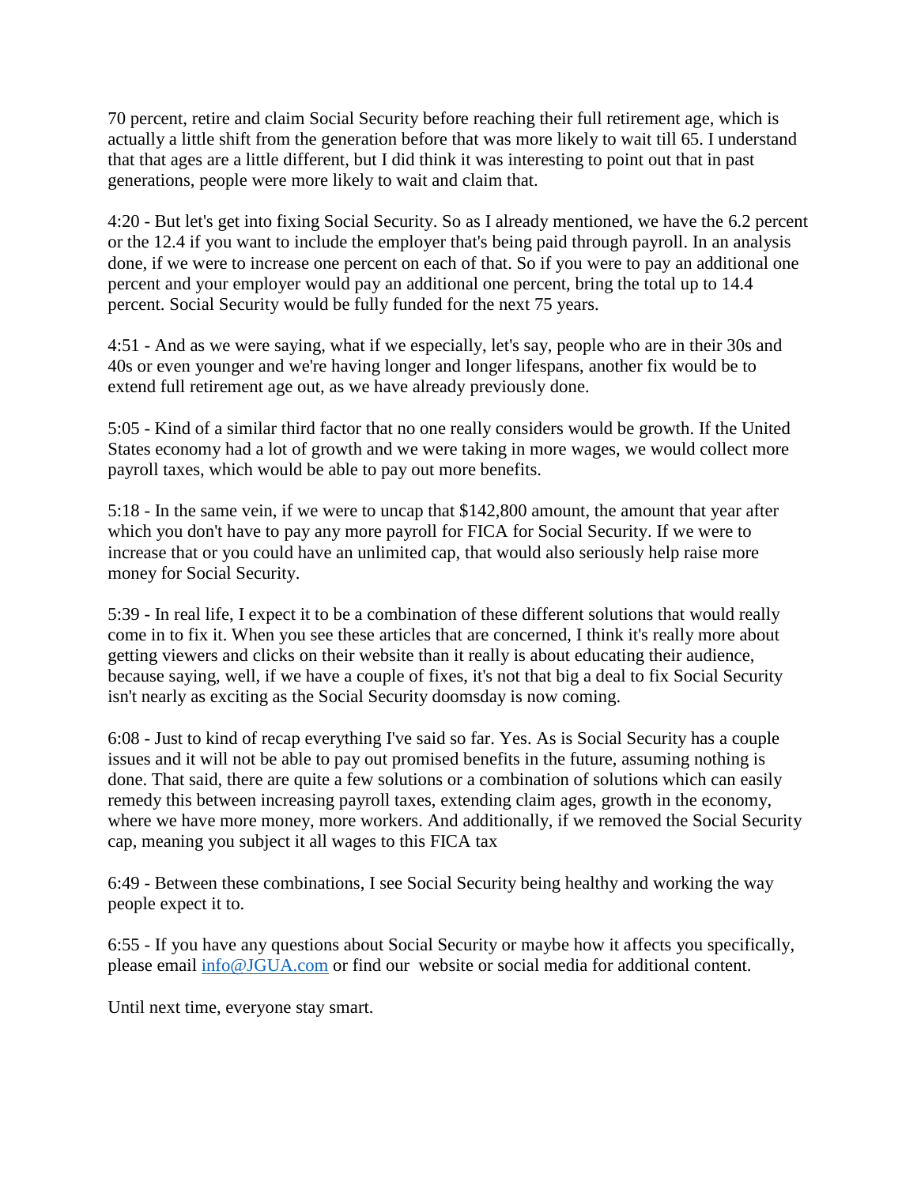70 percent, retire and claim Social Security before reaching their full retirement age, which is actually a little shift from the generation before that was more likely to wait till 65. I understand that that ages are a little different, but I did think it was interesting to point out that in past generations, people were more likely to wait and claim that.

4:20 - But let's get into fixing Social Security. So as I already mentioned, we have the 6.2 percent or the 12.4 if you want to include the employer that's being paid through payroll. In an analysis done, if we were to increase one percent on each of that. So if you were to pay an additional one percent and your employer would pay an additional one percent, bring the total up to 14.4 percent. Social Security would be fully funded for the next 75 years.

4:51 - And as we were saying, what if we especially, let's say, people who are in their 30s and 40s or even younger and we're having longer and longer lifespans, another fix would be to extend full retirement age out, as we have already previously done.

5:05 - Kind of a similar third factor that no one really considers would be growth. If the United States economy had a lot of growth and we were taking in more wages, we would collect more payroll taxes, which would be able to pay out more benefits.

5:18 - In the same vein, if we were to uncap that $142,800 amount, the amount that year after which you don't have to pay any more payroll for FICA for Social Security. If we were to increase that or you could have an unlimited cap, that would also seriously help raise more money for Social Security.

5:39 - In real life, I expect it to be a combination of these different solutions that would really come in to fix it. When you see these articles that are concerned, I think it's really more about getting viewers and clicks on their website than it really is about educating their audience, because saying, well, if we have a couple of fixes, it's not that big a deal to fix Social Security isn't nearly as exciting as the Social Security doomsday is now coming.

6:08 - Just to kind of recap everything I've said so far. Yes. As is Social Security has a couple issues and it will not be able to pay out promised benefits in the future, assuming nothing is done. That said, there are quite a few solutions or a combination of solutions which can easily remedy this between increasing payroll taxes, extending claim ages, growth in the economy, where we have more money, more workers. And additionally, if we removed the Social Security cap, meaning you subject it all wages to this FICA tax

6:49 - Between these combinations, I see Social Security being healthy and working the way people expect it to.

6:55 - If you have any questions about Social Security or maybe how it affects you specifically, please email [info@JGUA.com](mailto:info@JGUA.com) or find our website or social media for additional content.

Until next time, everyone stay smart.